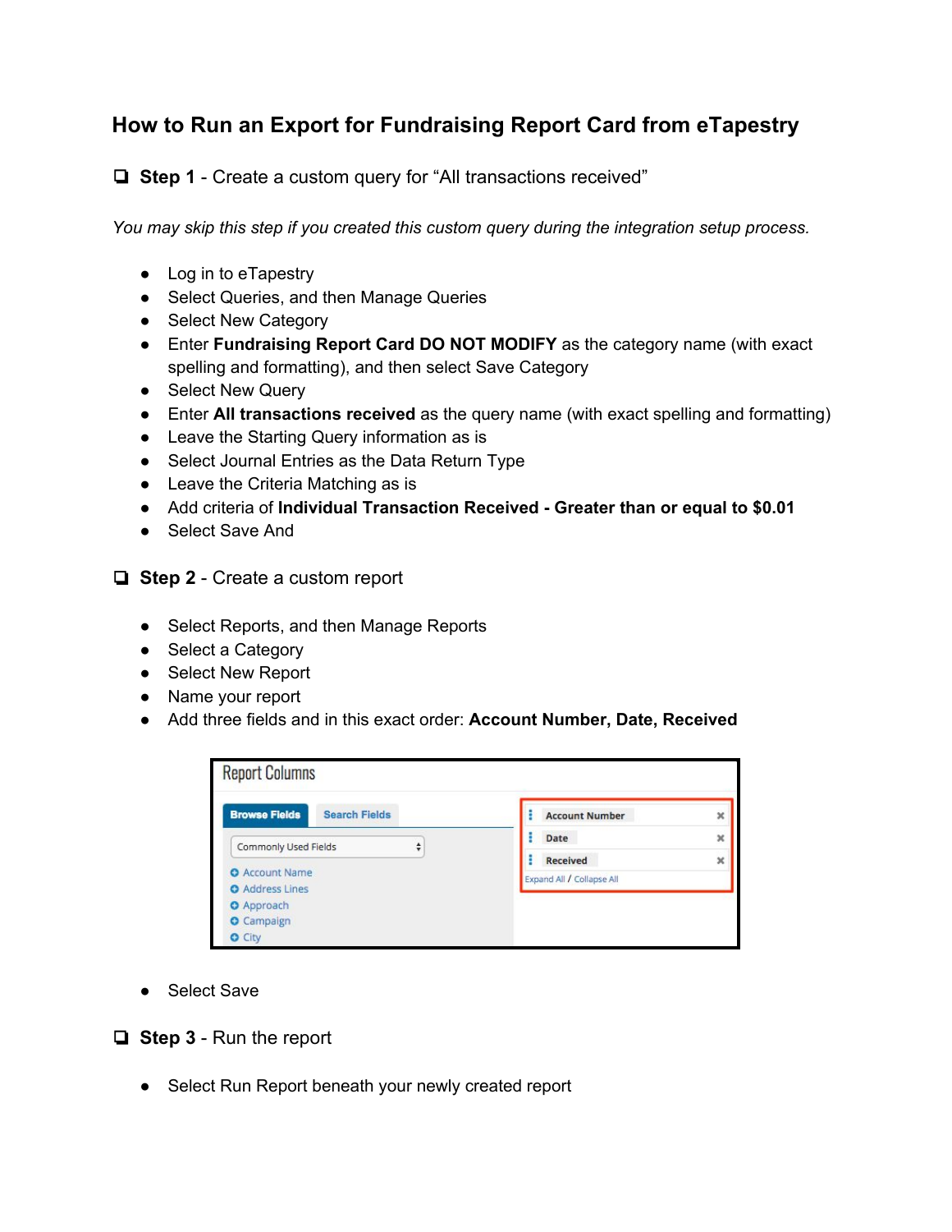# How to Run an Export for Fundraising Report Card from eTapestry

## ❑ **Step 1** - Create a custom query for "All transactions received"

*You may skip this step if you created this custom query during the integration setup process.*

- Log in to eTapestry
- Select Queries, and then Manage Queries
- Select New Category
- Enter **Fundraising Report Card DO NOT MODIFY** as the category name (with exact spelling and formatting), and then select Save Category
- Select New Query
- Enter **All transactions received** as the query name (with exact spelling and formatting)
- Leave the Starting Query information as is
- Select Journal Entries as the Data Return Type
- Leave the Criteria Matching as is
- Add criteria of **Individual Transaction Received - Greater than or equal to $0.01**
- Select Save And

## ❑ **Step 2** - Create a custom report

- Select Reports, and then Manage Reports
- Select a Category
- Select New Report
- Name your report
- Add three fields and in this exact order: **Account Number, Date, Received**

- Select Save

## ❑ **Step 3** - Run the report

- Select Run Report beneath your newly created report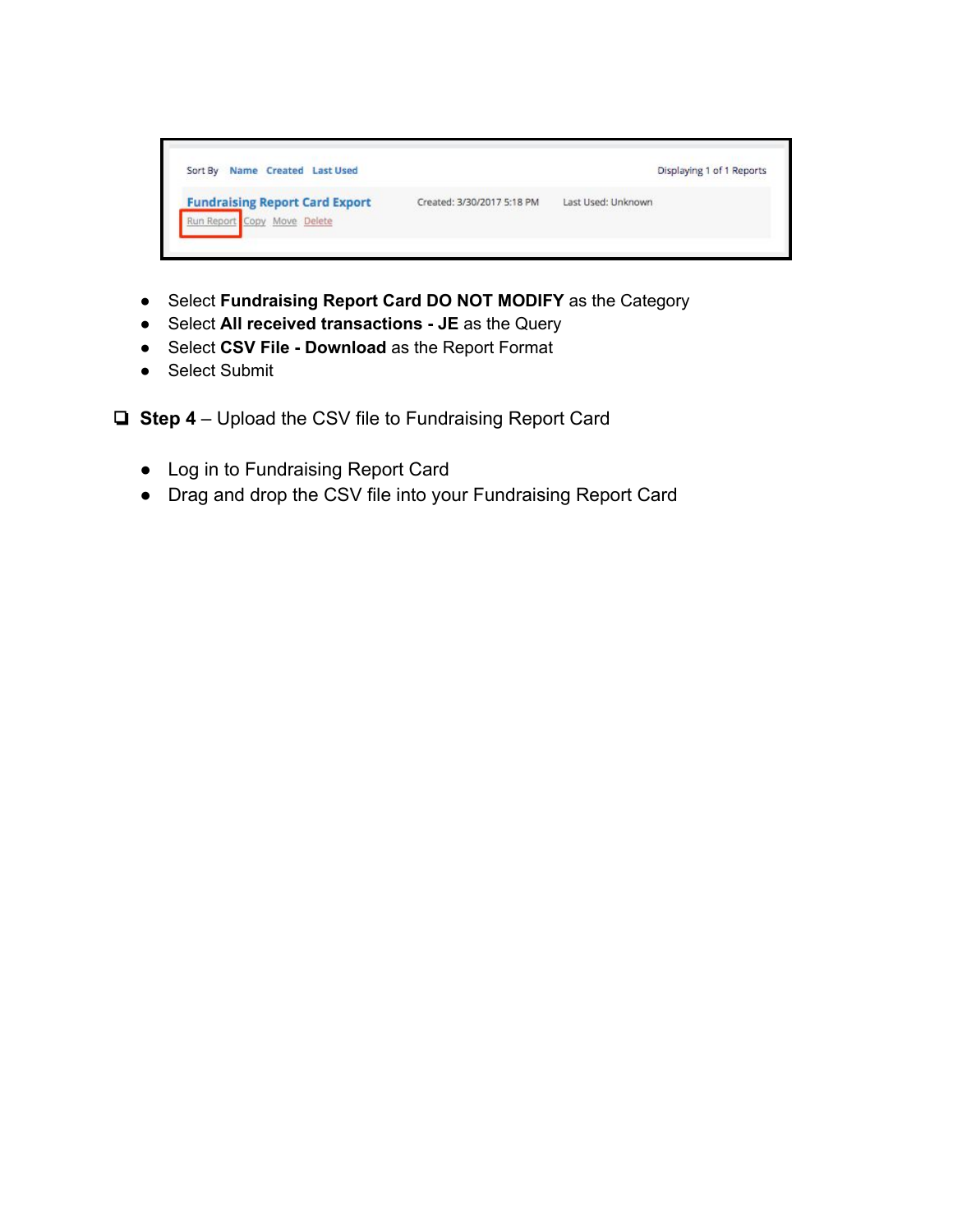Sort By Name Created Last Used

Displaying 1 of 1 Reports

Fundraising Report Card Export

Created: 3/30/2017 5:18 PM

Last Used: Unknown

Run Report Copy Move Delete

- Select **Fundraising Report Card DO NOT MODIFY** as the Category
- Select **All received transactions - JE** as the Query
- Select **CSV File - Download** as the Report Format
- Select Submit

❑ **Step 4** – Upload the CSV file to Fundraising Report Card

- Log in to Fundraising Report Card
- Drag and drop the CSV file into your Fundraising Report Card